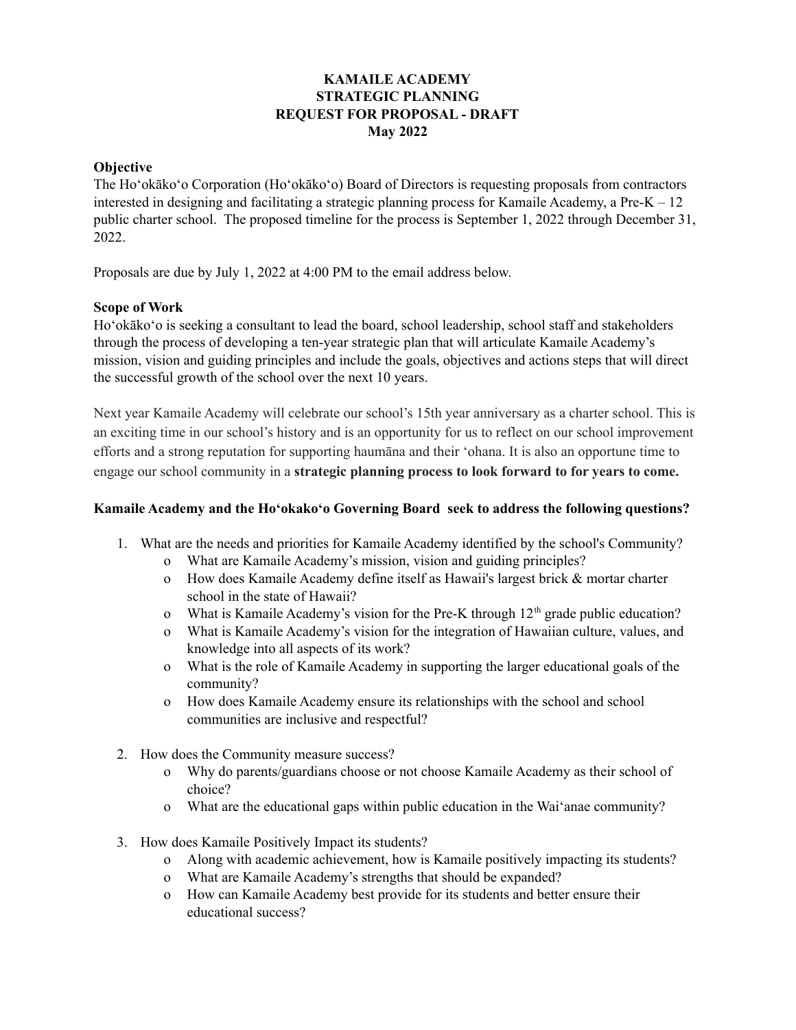# KAMAILE ACADEMY
# STRATEGIC PLANNING
# REQUEST FOR PROPOSAL - DRAFT
# May 2022

**Objective**

The Hoʻokākoʻo Corporation (Hoʻokākoʻo) Board of Directors is requesting proposals from contractors interested in designing and facilitating a strategic planning process for Kamaile Academy, a Pre-K – 12 public charter school. The proposed timeline for the process is September 1, 2022 through December 31, 2022.

Proposals are due by July 1, 2022 at 4:00 PM to the email address below.

**Scope of Work**

Hoʻokākoʻo is seeking a consultant to lead the board, school leadership, school staff and stakeholders through the process of developing a ten-year strategic plan that will articulate Kamaile Academy's mission, vision and guiding principles and include the goals, objectives and actions steps that will direct the successful growth of the school over the next 10 years.

Next year Kamaile Academy will celebrate our school's 15th year anniversary as a charter school. This is an exciting time in our school's history and is an opportunity for us to reflect on our school improvement efforts and a strong reputation for supporting haumāna and their ʻohana. It is also an opportune time to engage our school community in a **strategic planning process to look forward to for years to come.**

**Kamaile Academy and the Hoʻokakoʻo Governing Board seek to address the following questions?**

1. What are the needs and priorities for Kamaile Academy identified by the school's Community?
   - What are Kamaile Academy's mission, vision and guiding principles?
   - How does Kamaile Academy define itself as Hawaii's largest brick & mortar charter school in the state of Hawaii?
   - What is Kamaile Academy's vision for the Pre-K through 12th grade public education?
   - What is Kamaile Academy's vision for the integration of Hawaiian culture, values, and knowledge into all aspects of its work?
   - What is the role of Kamaile Academy in supporting the larger educational goals of the community?
   - How does Kamaile Academy ensure its relationships with the school and school communities are inclusive and respectful?
2. How does the Community measure success?
   - Why do parents/guardians choose or not choose Kamaile Academy as their school of choice?
   - What are the educational gaps within public education in the Waiʻanae community?
3. How does Kamaile Positively Impact its students?
   - Along with academic achievement, how is Kamaile positively impacting its students?
   - What are Kamaile Academy's strengths that should be expanded?
   - How can Kamaile Academy best provide for its students and better ensure their educational success?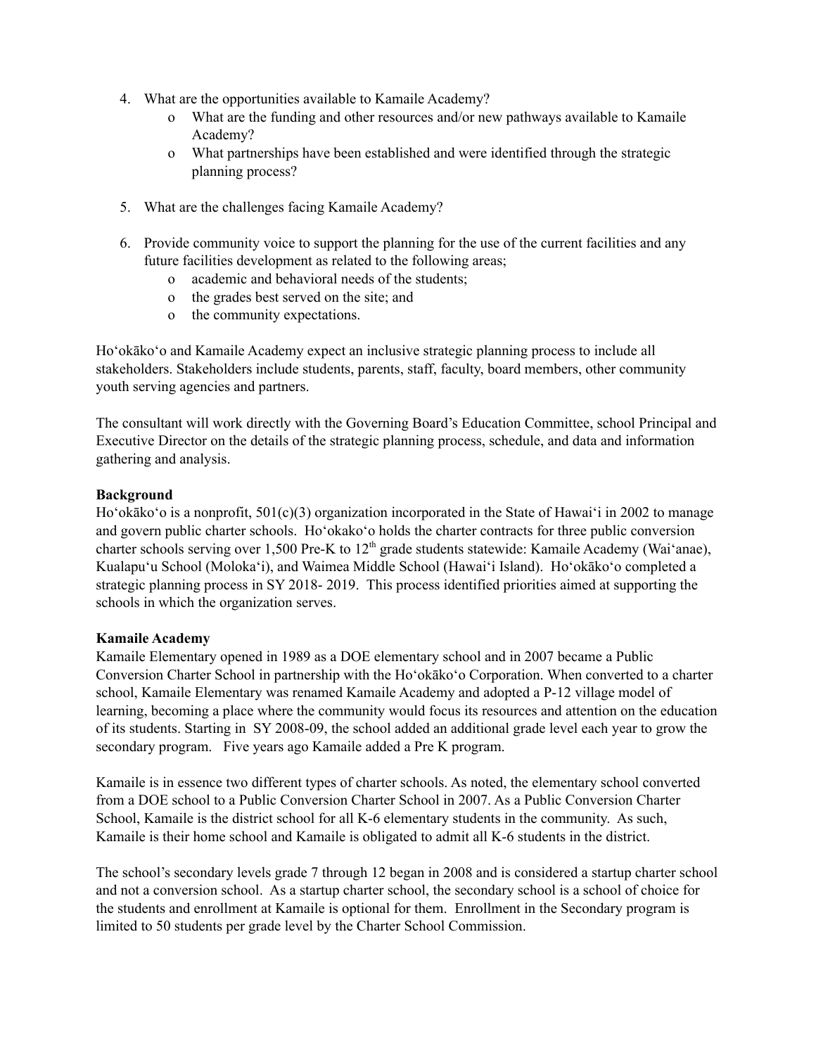4. What are the opportunities available to Kamaile Academy?
   - What are the funding and other resources and/or new pathways available to Kamaile Academy?
   - What partnerships have been established and were identified through the strategic planning process?

5. What are the challenges facing Kamaile Academy?

6. Provide community voice to support the planning for the use of the current facilities and any future facilities development as related to the following areas;
   - academic and behavioral needs of the students;
   - the grades best served on the site; and
   - the community expectations.

Hoʻokākoʻo and Kamaile Academy expect an inclusive strategic planning process to include all stakeholders. Stakeholders include students, parents, staff, faculty, board members, other community youth serving agencies and partners.

The consultant will work directly with the Governing Board's Education Committee, school Principal and Executive Director on the details of the strategic planning process, schedule, and data and information gathering and analysis.

**Background**

Hoʻokākoʻo is a nonprofit, 501(c)(3) organization incorporated in the State of Hawaiʻi in 2002 to manage and govern public charter schools. Hoʻokakoʻo holds the charter contracts for three public conversion charter schools serving over 1,500 Pre-K to 12th grade students statewide: Kamaile Academy (Waiʻanae), Kualapuʻu School (Molokaʻi), and Waimea Middle School (Hawaiʻi Island). Hoʻokākoʻo completed a strategic planning process in SY 2018- 2019. This process identified priorities aimed at supporting the schools in which the organization serves.

**Kamaile Academy**

Kamaile Elementary opened in 1989 as a DOE elementary school and in 2007 became a Public Conversion Charter School in partnership with the Hoʻokākoʻo Corporation. When converted to a charter school, Kamaile Elementary was renamed Kamaile Academy and adopted a P-12 village model of learning, becoming a place where the community would focus its resources and attention on the education of its students. Starting in SY 2008-09, the school added an additional grade level each year to grow the secondary program. Five years ago Kamaile added a Pre K program.

Kamaile is in essence two different types of charter schools. As noted, the elementary school converted from a DOE school to a Public Conversion Charter School in 2007. As a Public Conversion Charter School, Kamaile is the district school for all K-6 elementary students in the community. As such, Kamaile is their home school and Kamaile is obligated to admit all K-6 students in the district.

The school's secondary levels grade 7 through 12 began in 2008 and is considered a startup charter school and not a conversion school. As a startup charter school, the secondary school is a school of choice for the students and enrollment at Kamaile is optional for them. Enrollment in the Secondary program is limited to 50 students per grade level by the Charter School Commission.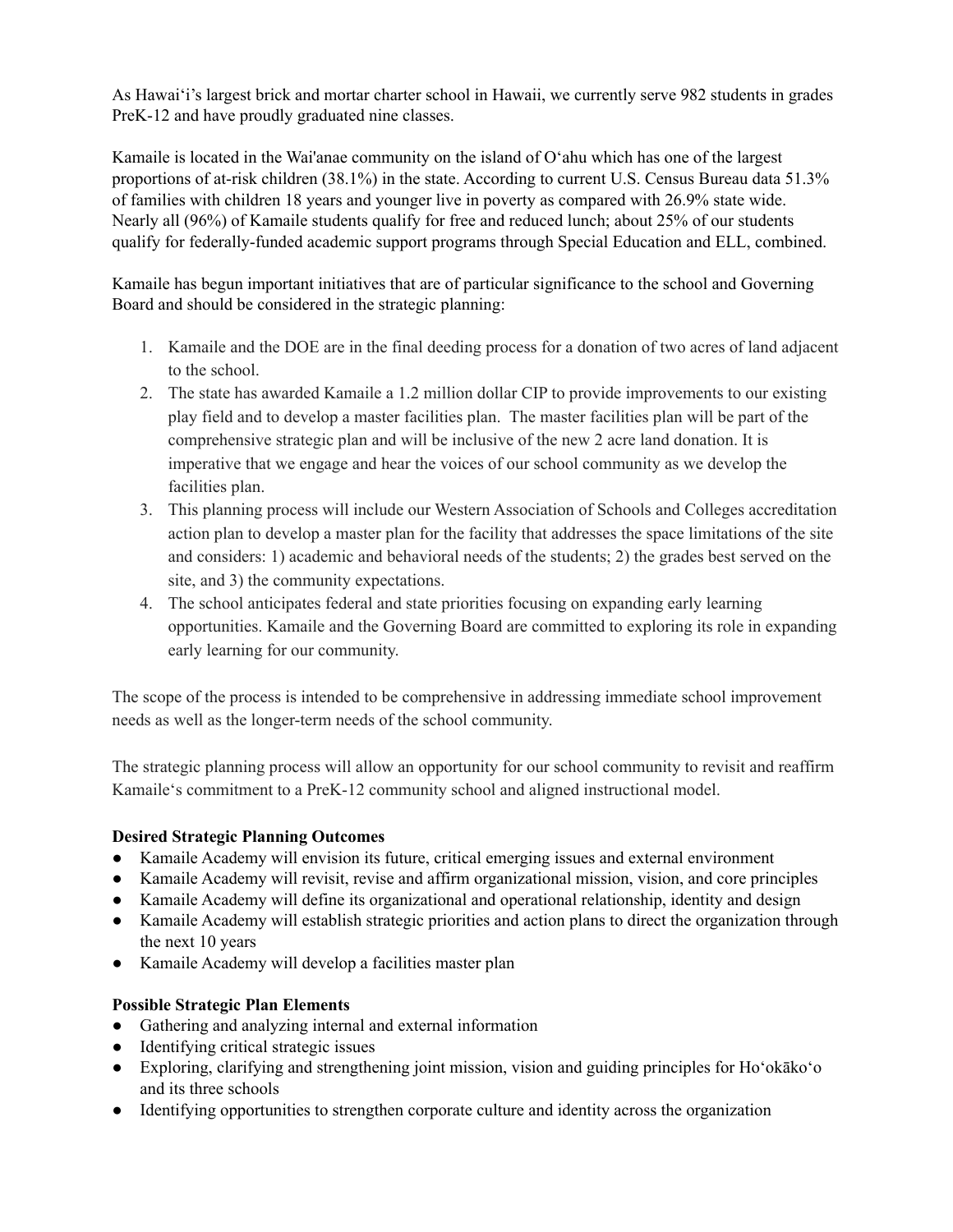As Hawaiʻi's largest brick and mortar charter school in Hawaii, we currently serve 982 students in grades PreK-12 and have proudly graduated nine classes.

Kamaile is located in the Wai'anae community on the island of Oʻahu which has one of the largest proportions of at-risk children (38.1%) in the state. According to current U.S. Census Bureau data 51.3% of families with children 18 years and younger live in poverty as compared with 26.9% state wide. Nearly all (96%) of Kamaile students qualify for free and reduced lunch; about 25% of our students qualify for federally-funded academic support programs through Special Education and ELL, combined.

Kamaile has begun important initiatives that are of particular significance to the school and Governing Board and should be considered in the strategic planning:

1. Kamaile and the DOE are in the final deeding process for a donation of two acres of land adjacent to the school.
2. The state has awarded Kamaile a 1.2 million dollar CIP to provide improvements to our existing play field and to develop a master facilities plan. The master facilities plan will be part of the comprehensive strategic plan and will be inclusive of the new 2 acre land donation. It is imperative that we engage and hear the voices of our school community as we develop the facilities plan.
3. This planning process will include our Western Association of Schools and Colleges accreditation action plan to develop a master plan for the facility that addresses the space limitations of the site and considers: 1) academic and behavioral needs of the students; 2) the grades best served on the site, and 3) the community expectations.
4. The school anticipates federal and state priorities focusing on expanding early learning opportunities. Kamaile and the Governing Board are committed to exploring its role in expanding early learning for our community.

The scope of the process is intended to be comprehensive in addressing immediate school improvement needs as well as the longer-term needs of the school community.

The strategic planning process will allow an opportunity for our school community to revisit and reaffirm Kamaileʻs commitment to a PreK-12 community school and aligned instructional model.

**Desired Strategic Planning Outcomes**

- Kamaile Academy will envision its future, critical emerging issues and external environment
- Kamaile Academy will revisit, revise and affirm organizational mission, vision, and core principles
- Kamaile Academy will define its organizational and operational relationship, identity and design
- Kamaile Academy will establish strategic priorities and action plans to direct the organization through the next 10 years
- Kamaile Academy will develop a facilities master plan

**Possible Strategic Plan Elements**

- Gathering and analyzing internal and external information
- Identifying critical strategic issues
- Exploring, clarifying and strengthening joint mission, vision and guiding principles for Hoʻokākoʻo and its three schools
- Identifying opportunities to strengthen corporate culture and identity across the organization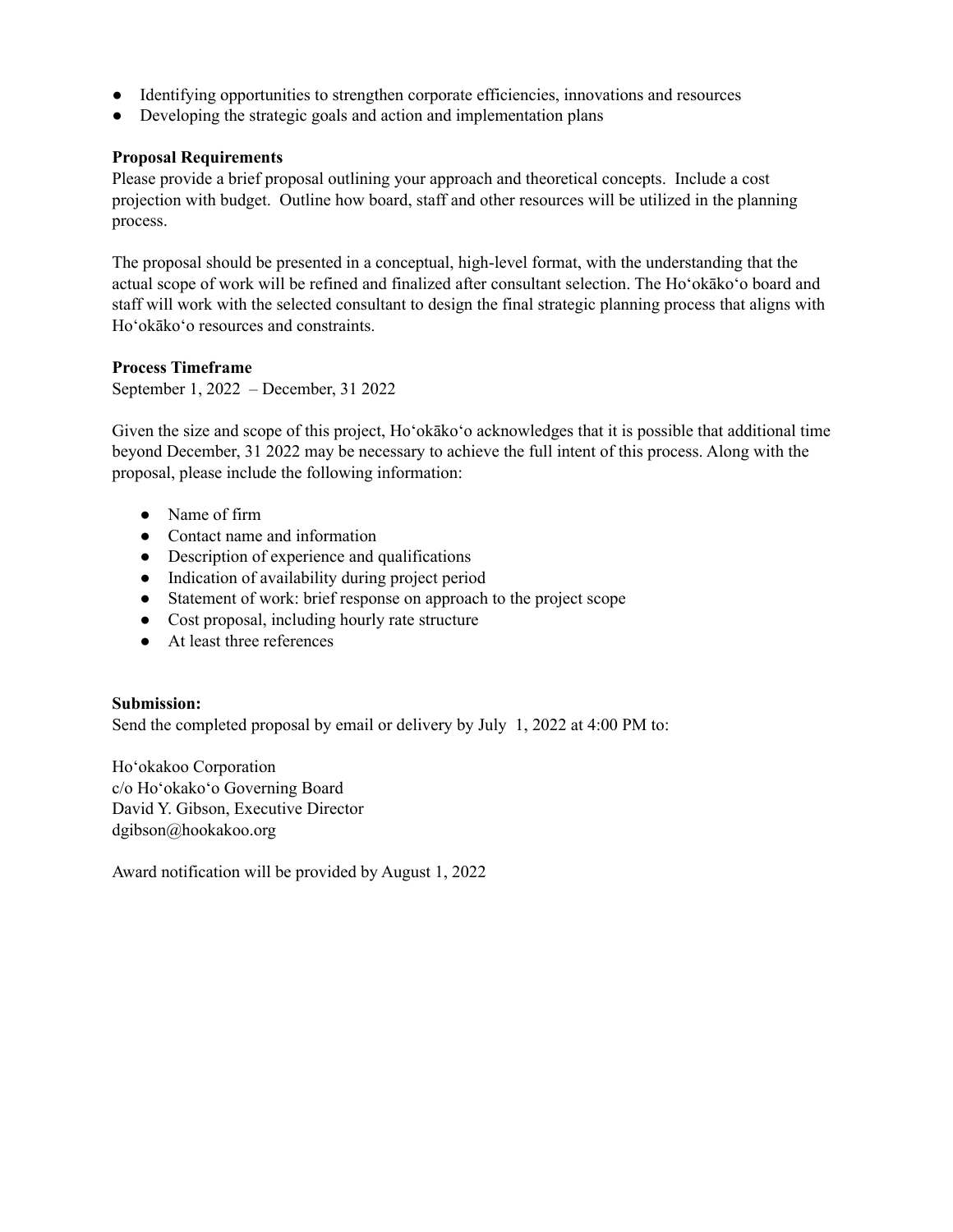- Identifying opportunities to strengthen corporate efficiencies, innovations and resources
- Developing the strategic goals and action and implementation plans

**Proposal Requirements**

Please provide a brief proposal outlining your approach and theoretical concepts. Include a cost projection with budget. Outline how board, staff and other resources will be utilized in the planning process.

The proposal should be presented in a conceptual, high-level format, with the understanding that the actual scope of work will be refined and finalized after consultant selection. The Hoʻokākoʻo board and staff will work with the selected consultant to design the final strategic planning process that aligns with Hoʻokākoʻo resources and constraints.

**Process Timeframe**

September 1, 2022 – December, 31 2022

Given the size and scope of this project, Hoʻokākoʻo acknowledges that it is possible that additional time beyond December, 31 2022 may be necessary to achieve the full intent of this process. Along with the proposal, please include the following information:

- Name of firm
- Contact name and information
- Description of experience and qualifications
- Indication of availability during project period
- Statement of work: brief response on approach to the project scope
- Cost proposal, including hourly rate structure
- At least three references

**Submission:**

Send the completed proposal by email or delivery by July 1, 2022 at 4:00 PM to:

Hoʻokakoo Corporation
c/o Hoʻokakoʻo Governing Board
David Y. Gibson, Executive Director
dgibson@hookakoo.org

Award notification will be provided by August 1, 2022